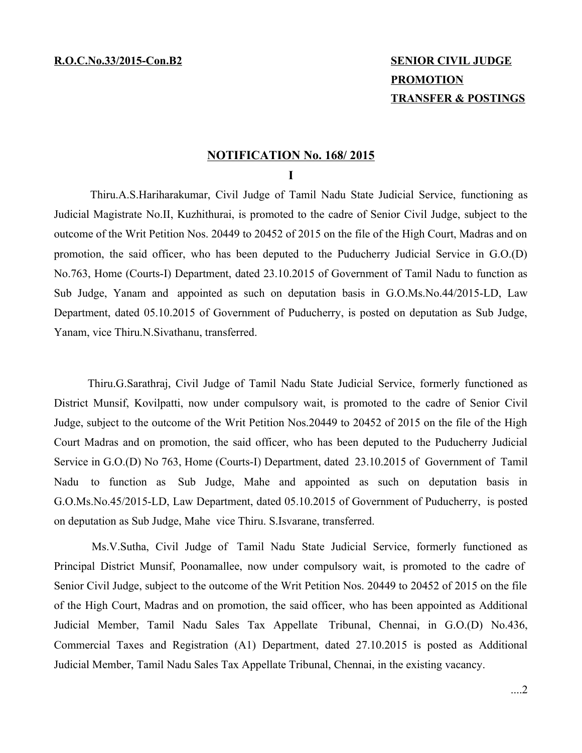**R.O.C.No.33/2015-Con.B2**

**SENIOR CIVIL JUDGE**
**PROMOTION**
**TRANSFER & POSTINGS**

## NOTIFICATION No. 168/ 2015

### I

Thiru.A.S.Hariharakumar, Civil Judge of Tamil Nadu State Judicial Service, functioning as Judicial Magistrate No.II, Kuzhithurai, is promoted to the cadre of Senior Civil Judge, subject to the outcome of the Writ Petition Nos. 20449 to 20452 of 2015 on the file of the High Court, Madras and on promotion, the said officer, who has been deputed to the Puducherry Judicial Service in G.O.(D) No.763, Home (Courts-I) Department, dated 23.10.2015 of Government of Tamil Nadu to function as Sub Judge, Yanam and appointed as such on deputation basis in G.O.Ms.No.44/2015-LD, Law Department, dated 05.10.2015 of Government of Puducherry, is posted on deputation as Sub Judge, Yanam, vice Thiru.N.Sivathanu, transferred.

Thiru.G.Sarathraj, Civil Judge of Tamil Nadu State Judicial Service, formerly functioned as District Munsif, Kovilpatti, now under compulsory wait, is promoted to the cadre of Senior Civil Judge, subject to the outcome of the Writ Petition Nos.20449 to 20452 of 2015 on the file of the High Court Madras and on promotion, the said officer, who has been deputed to the Puducherry Judicial Service in G.O.(D) No 763, Home (Courts-I) Department, dated 23.10.2015 of Government of Tamil Nadu to function as Sub Judge, Mahe and appointed as such on deputation basis in G.O.Ms.No.45/2015-LD, Law Department, dated 05.10.2015 of Government of Puducherry, is posted on deputation as Sub Judge, Mahe vice Thiru. S.Isvarane, transferred.

Ms.V.Sutha, Civil Judge of Tamil Nadu State Judicial Service, formerly functioned as Principal District Munsif, Poonamallee, now under compulsory wait, is promoted to the cadre of Senior Civil Judge, subject to the outcome of the Writ Petition Nos. 20449 to 20452 of 2015 on the file of the High Court, Madras and on promotion, the said officer, who has been appointed as Additional Judicial Member, Tamil Nadu Sales Tax Appellate Tribunal, Chennai, in G.O.(D) No.436, Commercial Taxes and Registration (A1) Department, dated 27.10.2015 is posted as Additional Judicial Member, Tamil Nadu Sales Tax Appellate Tribunal, Chennai, in the existing vacancy.

....2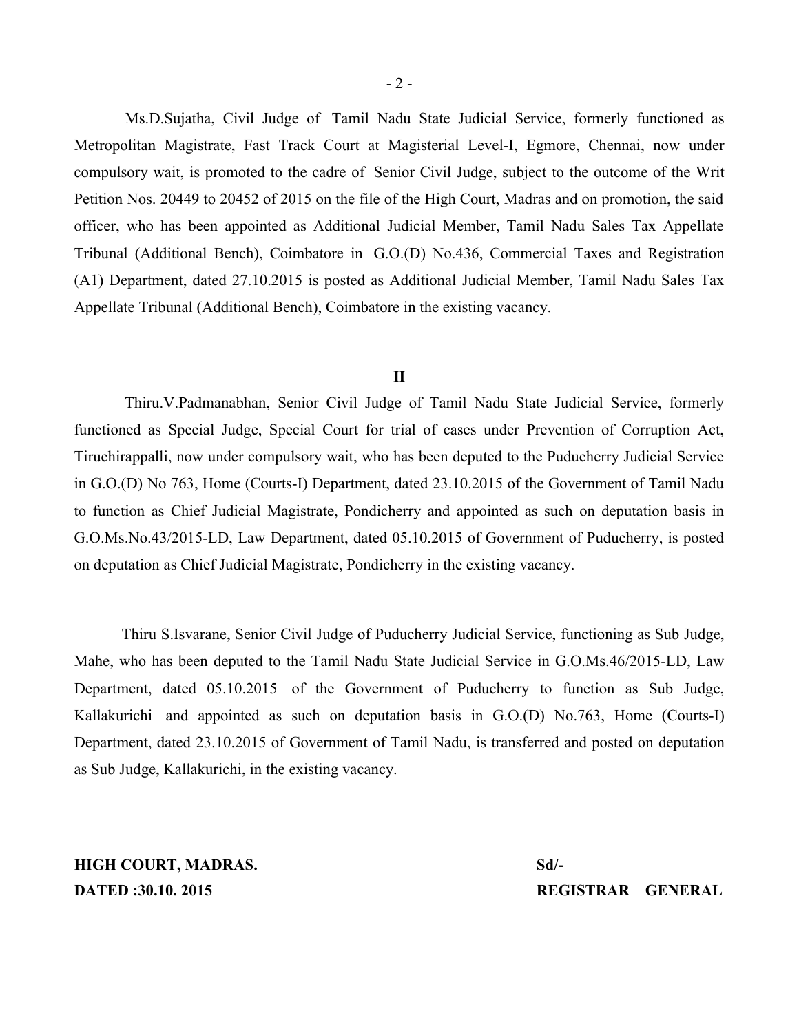Ms.D.Sujatha, Civil Judge of Tamil Nadu State Judicial Service, formerly functioned as Metropolitan Magistrate, Fast Track Court at Magisterial Level-I, Egmore, Chennai, now under compulsory wait, is promoted to the cadre of Senior Civil Judge, subject to the outcome of the Writ Petition Nos. 20449 to 20452 of 2015 on the file of the High Court, Madras and on promotion, the said officer, who has been appointed as Additional Judicial Member, Tamil Nadu Sales Tax Appellate Tribunal (Additional Bench), Coimbatore in G.O.(D) No.436, Commercial Taxes and Registration (A1) Department, dated 27.10.2015 is posted as Additional Judicial Member, Tamil Nadu Sales Tax Appellate Tribunal (Additional Bench), Coimbatore in the existing vacancy.

**II**

Thiru.V.Padmanabhan, Senior Civil Judge of Tamil Nadu State Judicial Service, formerly functioned as Special Judge, Special Court for trial of cases under Prevention of Corruption Act, Tiruchirappalli, now under compulsory wait, who has been deputed to the Puducherry Judicial Service in G.O.(D) No 763, Home (Courts-I) Department, dated 23.10.2015 of the Government of Tamil Nadu to function as Chief Judicial Magistrate, Pondicherry and appointed as such on deputation basis in G.O.Ms.No.43/2015-LD, Law Department, dated 05.10.2015 of Government of Puducherry, is posted on deputation as Chief Judicial Magistrate, Pondicherry in the existing vacancy.

Thiru S.Isvarane, Senior Civil Judge of Puducherry Judicial Service, functioning as Sub Judge, Mahe, who has been deputed to the Tamil Nadu State Judicial Service in G.O.Ms.46/2015-LD, Law Department, dated 05.10.2015 of the Government of Puducherry to function as Sub Judge, Kallakurichi and appointed as such on deputation basis in G.O.(D) No.763, Home (Courts-I) Department, dated 23.10.2015 of Government of Tamil Nadu, is transferred and posted on deputation as Sub Judge, Kallakurichi, in the existing vacancy.

**HIGH COURT, MADRAS.** **Sd/-**

**DATED :30.10. 2015** **REGISTRAR GENERAL**